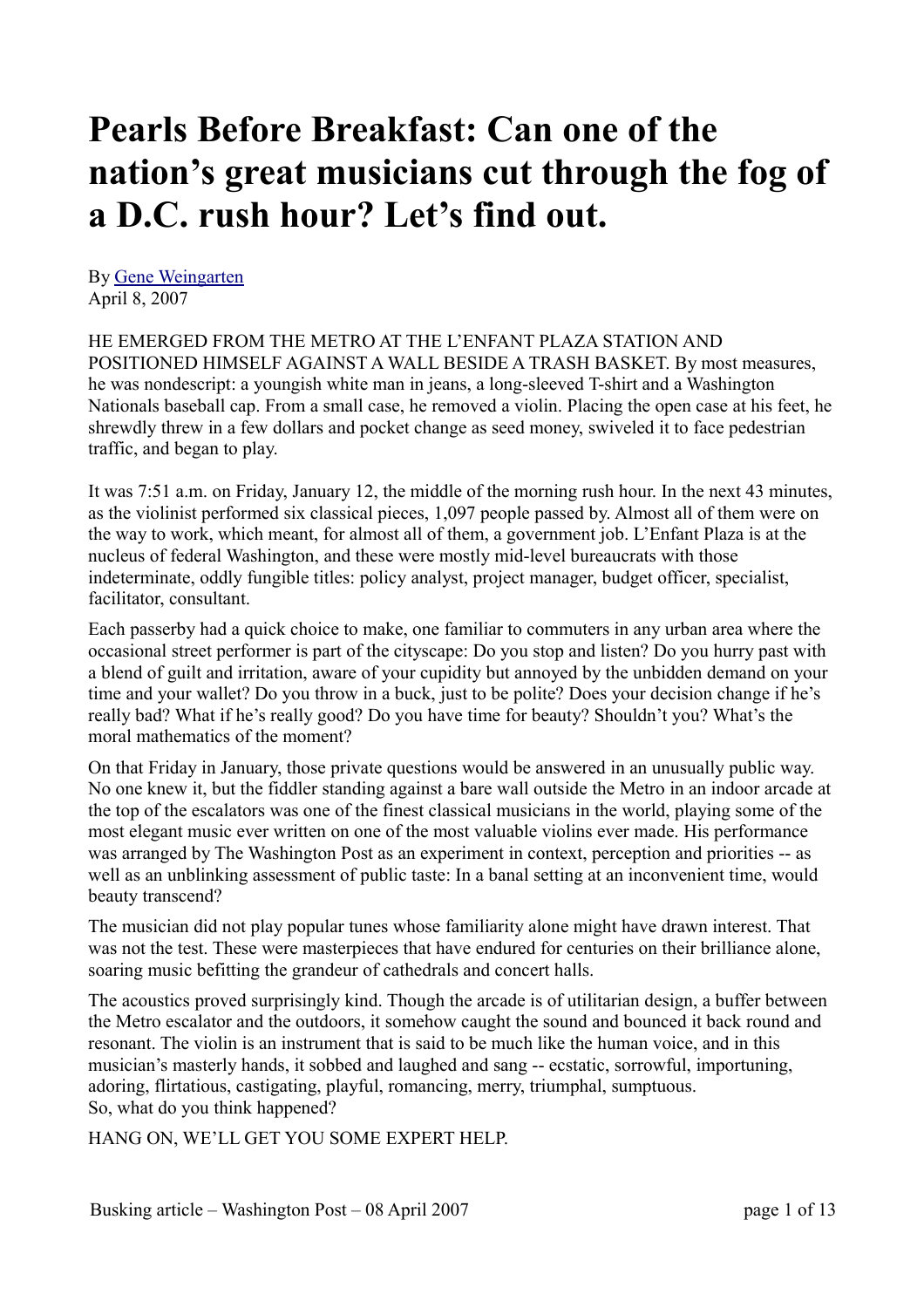# Pearls Before Breakfast: Can one of the nation’s great musicians cut through the fog of a D.C. rush hour? Let’s find out.

By [Gene Weingarten]
April 8, 2007

HE EMERGED FROM THE METRO AT THE L’ENFANT PLAZA STATION AND POSITIONED HIMSELF AGAINST A WALL BESIDE A TRASH BASKET. By most measures, he was nondescript: a youngish white man in jeans, a long-sleeved T-shirt and a Washington Nationals baseball cap. From a small case, he removed a violin. Placing the open case at his feet, he shrewdly threw in a few dollars and pocket change as seed money, swiveled it to face pedestrian traffic, and began to play.

It was 7:51 a.m. on Friday, January 12, the middle of the morning rush hour. In the next 43 minutes, as the violinist performed six classical pieces, 1,097 people passed by. Almost all of them were on the way to work, which meant, for almost all of them, a government job. L’Enfant Plaza is at the nucleus of federal Washington, and these were mostly mid-level bureaucrats with those indeterminate, oddly fungible titles: policy analyst, project manager, budget officer, specialist, facilitator, consultant.

Each passerby had a quick choice to make, one familiar to commuters in any urban area where the occasional street performer is part of the cityscape: Do you stop and listen? Do you hurry past with a blend of guilt and irritation, aware of your cupidity but annoyed by the unbidden demand on your time and your wallet? Do you throw in a buck, just to be polite? Does your decision change if he’s really bad? What if he’s really good? Do you have time for beauty? Shouldn’t you? What’s the moral mathematics of the moment?

On that Friday in January, those private questions would be answered in an unusually public way. No one knew it, but the fiddler standing against a bare wall outside the Metro in an indoor arcade at the top of the escalators was one of the finest classical musicians in the world, playing some of the most elegant music ever written on one of the most valuable violins ever made. His performance was arranged by The Washington Post as an experiment in context, perception and priorities -- as well as an unblinking assessment of public taste: In a banal setting at an inconvenient time, would beauty transcend?

The musician did not play popular tunes whose familiarity alone might have drawn interest. That was not the test. These were masterpieces that have endured for centuries on their brilliance alone, soaring music befitting the grandeur of cathedrals and concert halls.

The acoustics proved surprisingly kind. Though the arcade is of utilitarian design, a buffer between the Metro escalator and the outdoors, it somehow caught the sound and bounced it back round and resonant. The violin is an instrument that is said to be much like the human voice, and in this musician’s masterly hands, it sobbed and laughed and sang -- ecstatic, sorrowful, importuning, adoring, flirtatious, castigating, playful, romancing, merry, triumphal, sumptuous.
So, what do you think happened?

HANG ON, WE’LL GET YOU SOME EXPERT HELP.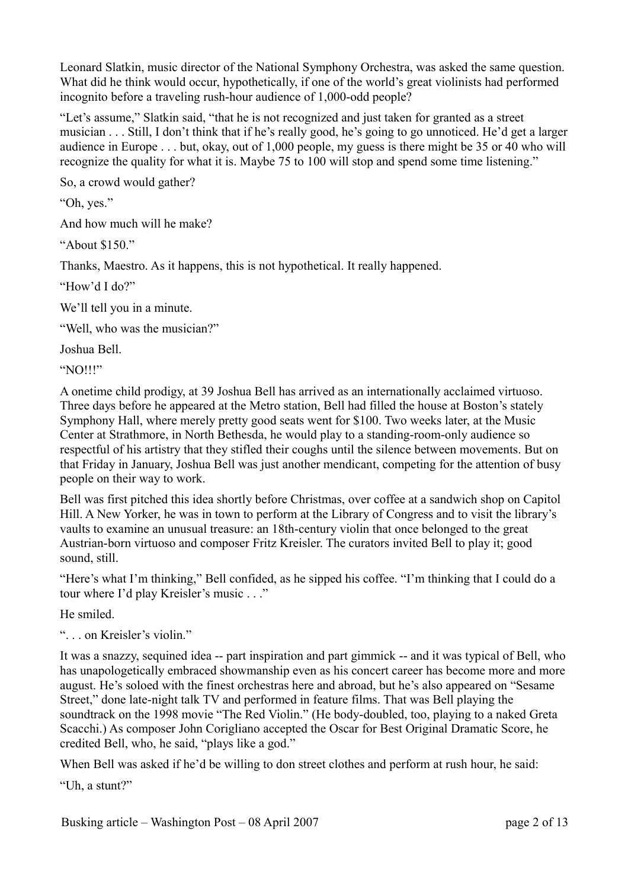Leonard Slatkin, music director of the National Symphony Orchestra, was asked the same question. What did he think would occur, hypothetically, if one of the world's great violinists had performed incognito before a traveling rush-hour audience of 1,000-odd people?

"Let's assume," Slatkin said, "that he is not recognized and just taken for granted as a street musician . . . Still, I don't think that if he's really good, he's going to go unnoticed. He'd get a larger audience in Europe . . . but, okay, out of 1,000 people, my guess is there might be 35 or 40 who will recognize the quality for what it is. Maybe 75 to 100 will stop and spend some time listening."

So, a crowd would gather?

"Oh, yes."

And how much will he make?

"About $150."

Thanks, Maestro. As it happens, this is not hypothetical. It really happened.

"How'd I do?"

We'll tell you in a minute.

"Well, who was the musician?"

Joshua Bell.

"NO!!!"

A onetime child prodigy, at 39 Joshua Bell has arrived as an internationally acclaimed virtuoso. Three days before he appeared at the Metro station, Bell had filled the house at Boston's stately Symphony Hall, where merely pretty good seats went for $100. Two weeks later, at the Music Center at Strathmore, in North Bethesda, he would play to a standing-room-only audience so respectful of his artistry that they stifled their coughs until the silence between movements. But on that Friday in January, Joshua Bell was just another mendicant, competing for the attention of busy people on their way to work.

Bell was first pitched this idea shortly before Christmas, over coffee at a sandwich shop on Capitol Hill. A New Yorker, he was in town to perform at the Library of Congress and to visit the library's vaults to examine an unusual treasure: an 18th-century violin that once belonged to the great Austrian-born virtuoso and composer Fritz Kreisler. The curators invited Bell to play it; good sound, still.

"Here's what I'm thinking," Bell confided, as he sipped his coffee. "I'm thinking that I could do a tour where I'd play Kreisler's music . . ."

He smiled.

". . . on Kreisler's violin."

It was a snazzy, sequined idea -- part inspiration and part gimmick -- and it was typical of Bell, who has unapologetically embraced showmanship even as his concert career has become more and more august. He's soloed with the finest orchestras here and abroad, but he's also appeared on "Sesame Street," done late-night talk TV and performed in feature films. That was Bell playing the soundtrack on the 1998 movie "The Red Violin." (He body-doubled, too, playing to a naked Greta Scacchi.) As composer John Corigliano accepted the Oscar for Best Original Dramatic Score, he credited Bell, who, he said, "plays like a god."

When Bell was asked if he'd be willing to don street clothes and perform at rush hour, he said:

"Uh, a stunt?"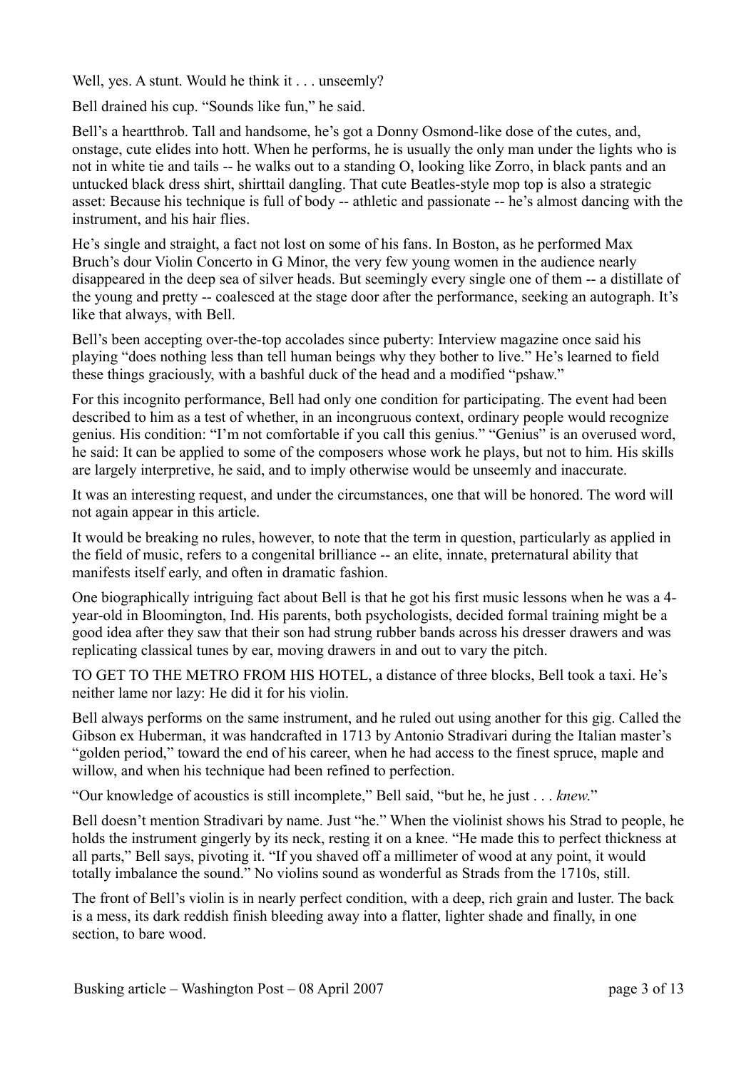Well, yes. A stunt. Would he think it . . . unseemly?

Bell drained his cup. "Sounds like fun," he said.

Bell's a heartthrob. Tall and handsome, he's got a Donny Osmond-like dose of the cutes, and, onstage, cute elides into hott. When he performs, he is usually the only man under the lights who is not in white tie and tails -- he walks out to a standing O, looking like Zorro, in black pants and an untucked black dress shirt, shirttail dangling. That cute Beatles-style mop top is also a strategic asset: Because his technique is full of body -- athletic and passionate -- he's almost dancing with the instrument, and his hair flies.

He's single and straight, a fact not lost on some of his fans. In Boston, as he performed Max Bruch's dour Violin Concerto in G Minor, the very few young women in the audience nearly disappeared in the deep sea of silver heads. But seemingly every single one of them -- a distillate of the young and pretty -- coalesced at the stage door after the performance, seeking an autograph. It's like that always, with Bell.

Bell's been accepting over-the-top accolades since puberty: Interview magazine once said his playing "does nothing less than tell human beings why they bother to live." He's learned to field these things graciously, with a bashful duck of the head and a modified "pshaw."

For this incognito performance, Bell had only one condition for participating. The event had been described to him as a test of whether, in an incongruous context, ordinary people would recognize genius. His condition: "I'm not comfortable if you call this genius." "Genius" is an overused word, he said: It can be applied to some of the composers whose work he plays, but not to him. His skills are largely interpretive, he said, and to imply otherwise would be unseemly and inaccurate.

It was an interesting request, and under the circumstances, one that will be honored. The word will not again appear in this article.

It would be breaking no rules, however, to note that the term in question, particularly as applied in the field of music, refers to a congenital brilliance -- an elite, innate, preternatural ability that manifests itself early, and often in dramatic fashion.

One biographically intriguing fact about Bell is that he got his first music lessons when he was a 4-year-old in Bloomington, Ind. His parents, both psychologists, decided formal training might be a good idea after they saw that their son had strung rubber bands across his dresser drawers and was replicating classical tunes by ear, moving drawers in and out to vary the pitch.

TO GET TO THE METRO FROM HIS HOTEL, a distance of three blocks, Bell took a taxi. He's neither lame nor lazy: He did it for his violin.

Bell always performs on the same instrument, and he ruled out using another for this gig. Called the Gibson ex Huberman, it was handcrafted in 1713 by Antonio Stradivari during the Italian master's "golden period," toward the end of his career, when he had access to the finest spruce, maple and willow, and when his technique had been refined to perfection.

"Our knowledge of acoustics is still incomplete," Bell said, "but he, he just . . . *knew*."

Bell doesn't mention Stradivari by name. Just "he." When the violinist shows his Strad to people, he holds the instrument gingerly by its neck, resting it on a knee. "He made this to perfect thickness at all parts," Bell says, pivoting it. "If you shaved off a millimeter of wood at any point, it would totally imbalance the sound." No violins sound as wonderful as Strads from the 1710s, still.

The front of Bell's violin is in nearly perfect condition, with a deep, rich grain and luster. The back is a mess, its dark reddish finish bleeding away into a flatter, lighter shade and finally, in one section, to bare wood.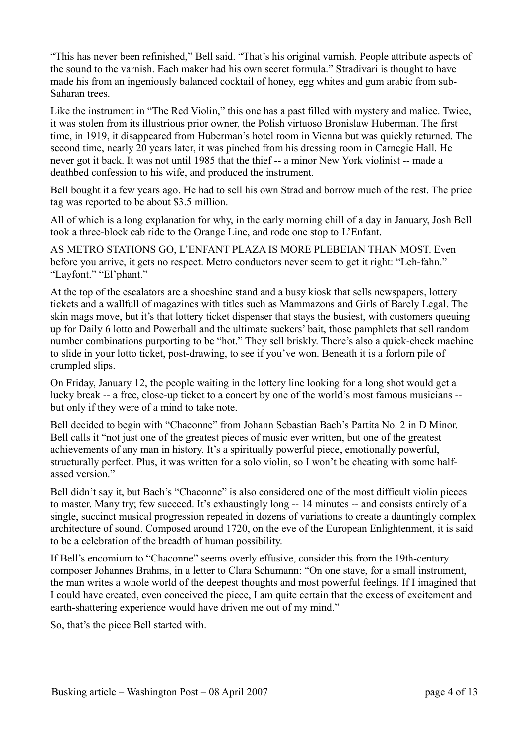"This has never been refinished," Bell said. "That's his original varnish. People attribute aspects of the sound to the varnish. Each maker had his own secret formula." Stradivari is thought to have made his from an ingeniously balanced cocktail of honey, egg whites and gum arabic from sub-Saharan trees.

Like the instrument in "The Red Violin," this one has a past filled with mystery and malice. Twice, it was stolen from its illustrious prior owner, the Polish virtuoso Bronislaw Huberman. The first time, in 1919, it disappeared from Huberman's hotel room in Vienna but was quickly returned. The second time, nearly 20 years later, it was pinched from his dressing room in Carnegie Hall. He never got it back. It was not until 1985 that the thief -- a minor New York violinist -- made a deathbed confession to his wife, and produced the instrument.

Bell bought it a few years ago. He had to sell his own Strad and borrow much of the rest. The price tag was reported to be about $3.5 million.

All of which is a long explanation for why, in the early morning chill of a day in January, Josh Bell took a three-block cab ride to the Orange Line, and rode one stop to L'Enfant.

AS METRO STATIONS GO, L'ENFANT PLAZA IS MORE PLEBEIAN THAN MOST. Even before you arrive, it gets no respect. Metro conductors never seem to get it right: "Leh-fahn." "Layfont." "El'phant."

At the top of the escalators are a shoeshine stand and a busy kiosk that sells newspapers, lottery tickets and a wallfull of magazines with titles such as Mammazons and Girls of Barely Legal. The skin mags move, but it's that lottery ticket dispenser that stays the busiest, with customers queuing up for Daily 6 lotto and Powerball and the ultimate suckers' bait, those pamphlets that sell random number combinations purporting to be "hot." They sell briskly. There's also a quick-check machine to slide in your lotto ticket, post-drawing, to see if you've won. Beneath it is a forlorn pile of crumpled slips.

On Friday, January 12, the people waiting in the lottery line looking for a long shot would get a lucky break -- a free, close-up ticket to a concert by one of the world's most famous musicians -- but only if they were of a mind to take note.

Bell decided to begin with "Chaconne" from Johann Sebastian Bach's Partita No. 2 in D Minor. Bell calls it "not just one of the greatest pieces of music ever written, but one of the greatest achievements of any man in history. It's a spiritually powerful piece, emotionally powerful, structurally perfect. Plus, it was written for a solo violin, so I won't be cheating with some half-assed version."

Bell didn't say it, but Bach's "Chaconne" is also considered one of the most difficult violin pieces to master. Many try; few succeed. It's exhaustingly long -- 14 minutes -- and consists entirely of a single, succinct musical progression repeated in dozens of variations to create a dauntingly complex architecture of sound. Composed around 1720, on the eve of the European Enlightenment, it is said to be a celebration of the breadth of human possibility.

If Bell's encomium to "Chaconne" seems overly effusive, consider this from the 19th-century composer Johannes Brahms, in a letter to Clara Schumann: "On one stave, for a small instrument, the man writes a whole world of the deepest thoughts and most powerful feelings. If I imagined that I could have created, even conceived the piece, I am quite certain that the excess of excitement and earth-shattering experience would have driven me out of my mind."

So, that's the piece Bell started with.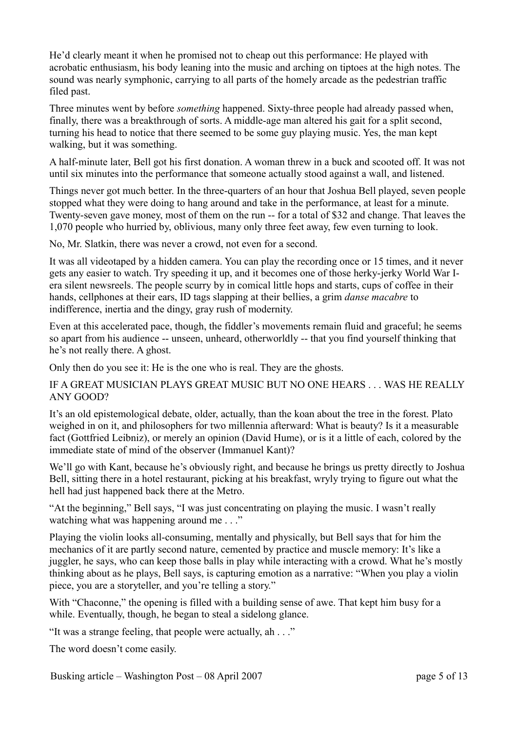He'd clearly meant it when he promised not to cheap out this performance: He played with acrobatic enthusiasm, his body leaning into the music and arching on tiptoes at the high notes. The sound was nearly symphonic, carrying to all parts of the homely arcade as the pedestrian traffic filed past.

Three minutes went by before *something* happened. Sixty-three people had already passed when, finally, there was a breakthrough of sorts. A middle-age man altered his gait for a split second, turning his head to notice that there seemed to be some guy playing music. Yes, the man kept walking, but it was something.

A half-minute later, Bell got his first donation. A woman threw in a buck and scooted off. It was not until six minutes into the performance that someone actually stood against a wall, and listened.

Things never got much better. In the three-quarters of an hour that Joshua Bell played, seven people stopped what they were doing to hang around and take in the performance, at least for a minute. Twenty-seven gave money, most of them on the run -- for a total of $32 and change. That leaves the 1,070 people who hurried by, oblivious, many only three feet away, few even turning to look.

No, Mr. Slatkin, there was never a crowd, not even for a second.

It was all videotaped by a hidden camera. You can play the recording once or 15 times, and it never gets any easier to watch. Try speeding it up, and it becomes one of those herky-jerky World War I-era silent newsreels. The people scurry by in comical little hops and starts, cups of coffee in their hands, cellphones at their ears, ID tags slapping at their bellies, a grim *danse macabre* to indifference, inertia and the dingy, gray rush of modernity.

Even at this accelerated pace, though, the fiddler's movements remain fluid and graceful; he seems so apart from his audience -- unseen, unheard, otherworldly -- that you find yourself thinking that he's not really there. A ghost.

Only then do you see it: He is the one who is real. They are the ghosts.

IF A GREAT MUSICIAN PLAYS GREAT MUSIC BUT NO ONE HEARS . . . WAS HE REALLY ANY GOOD?

It's an old epistemological debate, older, actually, than the koan about the tree in the forest. Plato weighed in on it, and philosophers for two millennia afterward: What is beauty? Is it a measurable fact (Gottfried Leibniz), or merely an opinion (David Hume), or is it a little of each, colored by the immediate state of mind of the observer (Immanuel Kant)?

We'll go with Kant, because he's obviously right, and because he brings us pretty directly to Joshua Bell, sitting there in a hotel restaurant, picking at his breakfast, wryly trying to figure out what the hell had just happened back there at the Metro.

"At the beginning," Bell says, "I was just concentrating on playing the music. I wasn't really watching what was happening around me . . ."

Playing the violin looks all-consuming, mentally and physically, but Bell says that for him the mechanics of it are partly second nature, cemented by practice and muscle memory: It's like a juggler, he says, who can keep those balls in play while interacting with a crowd. What he's mostly thinking about as he plays, Bell says, is capturing emotion as a narrative: "When you play a violin piece, you are a storyteller, and you're telling a story."

With "Chaconne," the opening is filled with a building sense of awe. That kept him busy for a while. Eventually, though, he began to steal a sidelong glance.

"It was a strange feeling, that people were actually, ah . . ."

The word doesn't come easily.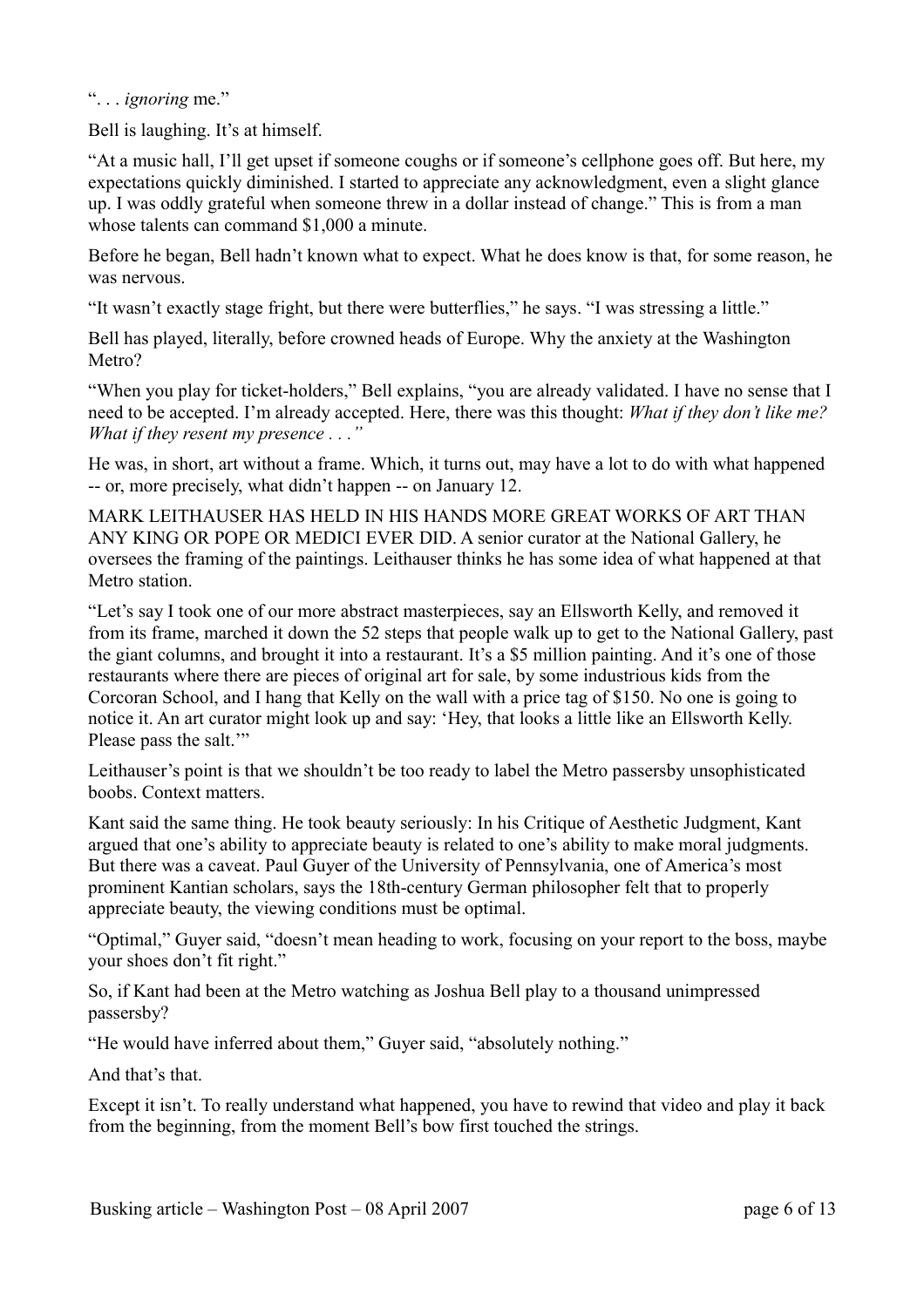". . . *ignoring* me."

Bell is laughing. It's at himself.

"At a music hall, I'll get upset if someone coughs or if someone's cellphone goes off. But here, my expectations quickly diminished. I started to appreciate any acknowledgment, even a slight glance up. I was oddly grateful when someone threw in a dollar instead of change." This is from a man whose talents can command $1,000 a minute.

Before he began, Bell hadn't known what to expect. What he does know is that, for some reason, he was nervous.

"It wasn't exactly stage fright, but there were butterflies," he says. "I was stressing a little."

Bell has played, literally, before crowned heads of Europe. Why the anxiety at the Washington Metro?

"When you play for ticket-holders," Bell explains, "you are already validated. I have no sense that I need to be accepted. I'm already accepted. Here, there was this thought: *What if they don't like me? What if they resent my presence . . ."*

He was, in short, art without a frame. Which, it turns out, may have a lot to do with what happened -- or, more precisely, what didn't happen -- on January 12.

MARK LEITHAUSER HAS HELD IN HIS HANDS MORE GREAT WORKS OF ART THAN ANY KING OR POPE OR MEDICI EVER DID. A senior curator at the National Gallery, he oversees the framing of the paintings. Leithauser thinks he has some idea of what happened at that Metro station.

"Let's say I took one of our more abstract masterpieces, say an Ellsworth Kelly, and removed it from its frame, marched it down the 52 steps that people walk up to get to the National Gallery, past the giant columns, and brought it into a restaurant. It's a $5 million painting. And it's one of those restaurants where there are pieces of original art for sale, by some industrious kids from the Corcoran School, and I hang that Kelly on the wall with a price tag of $150. No one is going to notice it. An art curator might look up and say: 'Hey, that looks a little like an Ellsworth Kelly. Please pass the salt.'"

Leithauser's point is that we shouldn't be too ready to label the Metro passersby unsophisticated boobs. Context matters.

Kant said the same thing. He took beauty seriously: In his Critique of Aesthetic Judgment, Kant argued that one's ability to appreciate beauty is related to one's ability to make moral judgments. But there was a caveat. Paul Guyer of the University of Pennsylvania, one of America's most prominent Kantian scholars, says the 18th-century German philosopher felt that to properly appreciate beauty, the viewing conditions must be optimal.

"Optimal," Guyer said, "doesn't mean heading to work, focusing on your report to the boss, maybe your shoes don't fit right."

So, if Kant had been at the Metro watching as Joshua Bell play to a thousand unimpressed passersby?

"He would have inferred about them," Guyer said, "absolutely nothing."

And that's that.

Except it isn't. To really understand what happened, you have to rewind that video and play it back from the beginning, from the moment Bell's bow first touched the strings.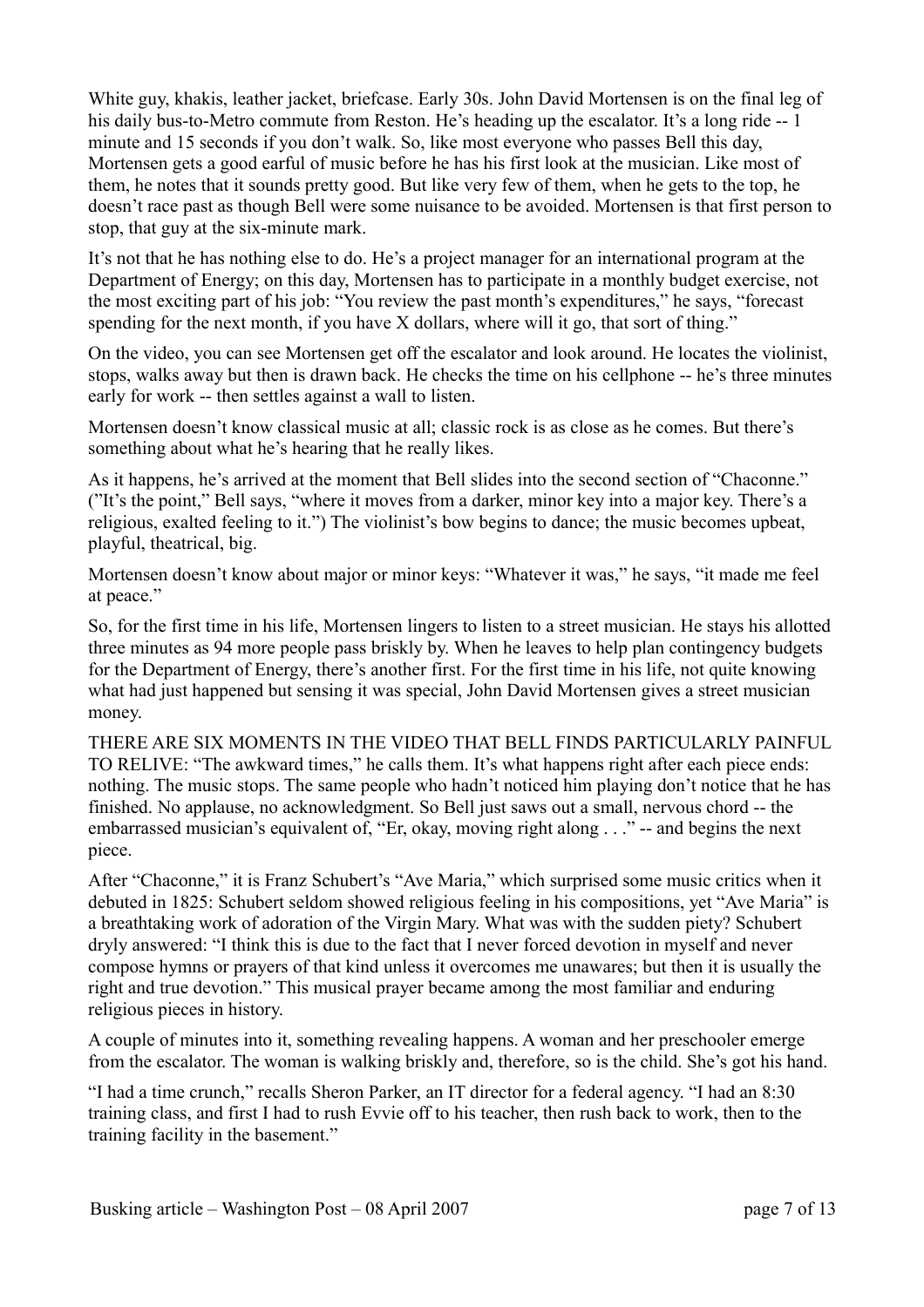White guy, khakis, leather jacket, briefcase. Early 30s. John David Mortensen is on the final leg of his daily bus-to-Metro commute from Reston. He's heading up the escalator. It's a long ride -- 1 minute and 15 seconds if you don't walk. So, like most everyone who passes Bell this day, Mortensen gets a good earful of music before he has his first look at the musician. Like most of them, he notes that it sounds pretty good. But like very few of them, when he gets to the top, he doesn't race past as though Bell were some nuisance to be avoided. Mortensen is that first person to stop, that guy at the six-minute mark.

It's not that he has nothing else to do. He's a project manager for an international program at the Department of Energy; on this day, Mortensen has to participate in a monthly budget exercise, not the most exciting part of his job: "You review the past month's expenditures," he says, "forecast spending for the next month, if you have X dollars, where will it go, that sort of thing."

On the video, you can see Mortensen get off the escalator and look around. He locates the violinist, stops, walks away but then is drawn back. He checks the time on his cellphone -- he's three minutes early for work -- then settles against a wall to listen.

Mortensen doesn't know classical music at all; classic rock is as close as he comes. But there's something about what he's hearing that he really likes.

As it happens, he's arrived at the moment that Bell slides into the second section of "Chaconne." ("It's the point," Bell says, "where it moves from a darker, minor key into a major key. There's a religious, exalted feeling to it.") The violinist's bow begins to dance; the music becomes upbeat, playful, theatrical, big.

Mortensen doesn't know about major or minor keys: "Whatever it was," he says, "it made me feel at peace."

So, for the first time in his life, Mortensen lingers to listen to a street musician. He stays his allotted three minutes as 94 more people pass briskly by. When he leaves to help plan contingency budgets for the Department of Energy, there's another first. For the first time in his life, not quite knowing what had just happened but sensing it was special, John David Mortensen gives a street musician money.

THERE ARE SIX MOMENTS IN THE VIDEO THAT BELL FINDS PARTICULARLY PAINFUL TO RELIVE: "The awkward times," he calls them. It's what happens right after each piece ends: nothing. The music stops. The same people who hadn't noticed him playing don't notice that he has finished. No applause, no acknowledgment. So Bell just saws out a small, nervous chord -- the embarrassed musician's equivalent of, "Er, okay, moving right along . . ." -- and begins the next piece.

After "Chaconne," it is Franz Schubert's "Ave Maria," which surprised some music critics when it debuted in 1825: Schubert seldom showed religious feeling in his compositions, yet "Ave Maria" is a breathtaking work of adoration of the Virgin Mary. What was with the sudden piety? Schubert dryly answered: "I think this is due to the fact that I never forced devotion in myself and never compose hymns or prayers of that kind unless it overcomes me unawares; but then it is usually the right and true devotion." This musical prayer became among the most familiar and enduring religious pieces in history.

A couple of minutes into it, something revealing happens. A woman and her preschooler emerge from the escalator. The woman is walking briskly and, therefore, so is the child. She's got his hand.

"I had a time crunch," recalls Sheron Parker, an IT director for a federal agency. "I had an 8:30 training class, and first I had to rush Evvie off to his teacher, then rush back to work, then to the training facility in the basement."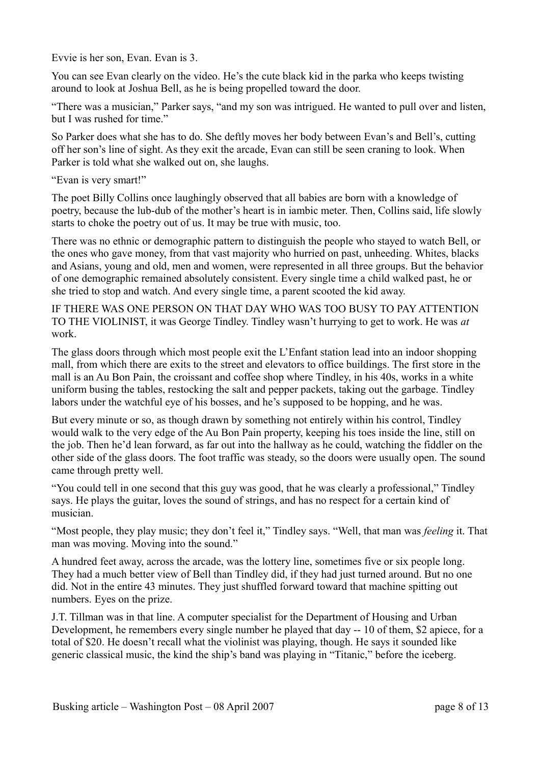Evvie is her son, Evan. Evan is 3.

You can see Evan clearly on the video. He's the cute black kid in the parka who keeps twisting around to look at Joshua Bell, as he is being propelled toward the door.

"There was a musician," Parker says, "and my son was intrigued. He wanted to pull over and listen, but I was rushed for time."

So Parker does what she has to do. She deftly moves her body between Evan's and Bell's, cutting off her son's line of sight. As they exit the arcade, Evan can still be seen craning to look. When Parker is told what she walked out on, she laughs.

"Evan is very smart!"

The poet Billy Collins once laughingly observed that all babies are born with a knowledge of poetry, because the lub-dub of the mother's heart is in iambic meter. Then, Collins said, life slowly starts to choke the poetry out of us. It may be true with music, too.

There was no ethnic or demographic pattern to distinguish the people who stayed to watch Bell, or the ones who gave money, from that vast majority who hurried on past, unheeding. Whites, blacks and Asians, young and old, men and women, were represented in all three groups. But the behavior of one demographic remained absolutely consistent. Every single time a child walked past, he or she tried to stop and watch. And every single time, a parent scooted the kid away.

IF THERE WAS ONE PERSON ON THAT DAY WHO WAS TOO BUSY TO PAY ATTENTION TO THE VIOLINIST, it was George Tindley. Tindley wasn't hurrying to get to work. He was *at* work.

The glass doors through which most people exit the L'Enfant station lead into an indoor shopping mall, from which there are exits to the street and elevators to office buildings. The first store in the mall is an Au Bon Pain, the croissant and coffee shop where Tindley, in his 40s, works in a white uniform busing the tables, restocking the salt and pepper packets, taking out the garbage. Tindley labors under the watchful eye of his bosses, and he's supposed to be hopping, and he was.

But every minute or so, as though drawn by something not entirely within his control, Tindley would walk to the very edge of the Au Bon Pain property, keeping his toes inside the line, still on the job. Then he'd lean forward, as far out into the hallway as he could, watching the fiddler on the other side of the glass doors. The foot traffic was steady, so the doors were usually open. The sound came through pretty well.

"You could tell in one second that this guy was good, that he was clearly a professional," Tindley says. He plays the guitar, loves the sound of strings, and has no respect for a certain kind of musician.

"Most people, they play music; they don't feel it," Tindley says. "Well, that man was *feeling* it. That man was moving. Moving into the sound."

A hundred feet away, across the arcade, was the lottery line, sometimes five or six people long. They had a much better view of Bell than Tindley did, if they had just turned around. But no one did. Not in the entire 43 minutes. They just shuffled forward toward that machine spitting out numbers. Eyes on the prize.

J.T. Tillman was in that line. A computer specialist for the Department of Housing and Urban Development, he remembers every single number he played that day -- 10 of them, $2 apiece, for a total of $20. He doesn't recall what the violinist was playing, though. He says it sounded like generic classical music, the kind the ship's band was playing in "Titanic," before the iceberg.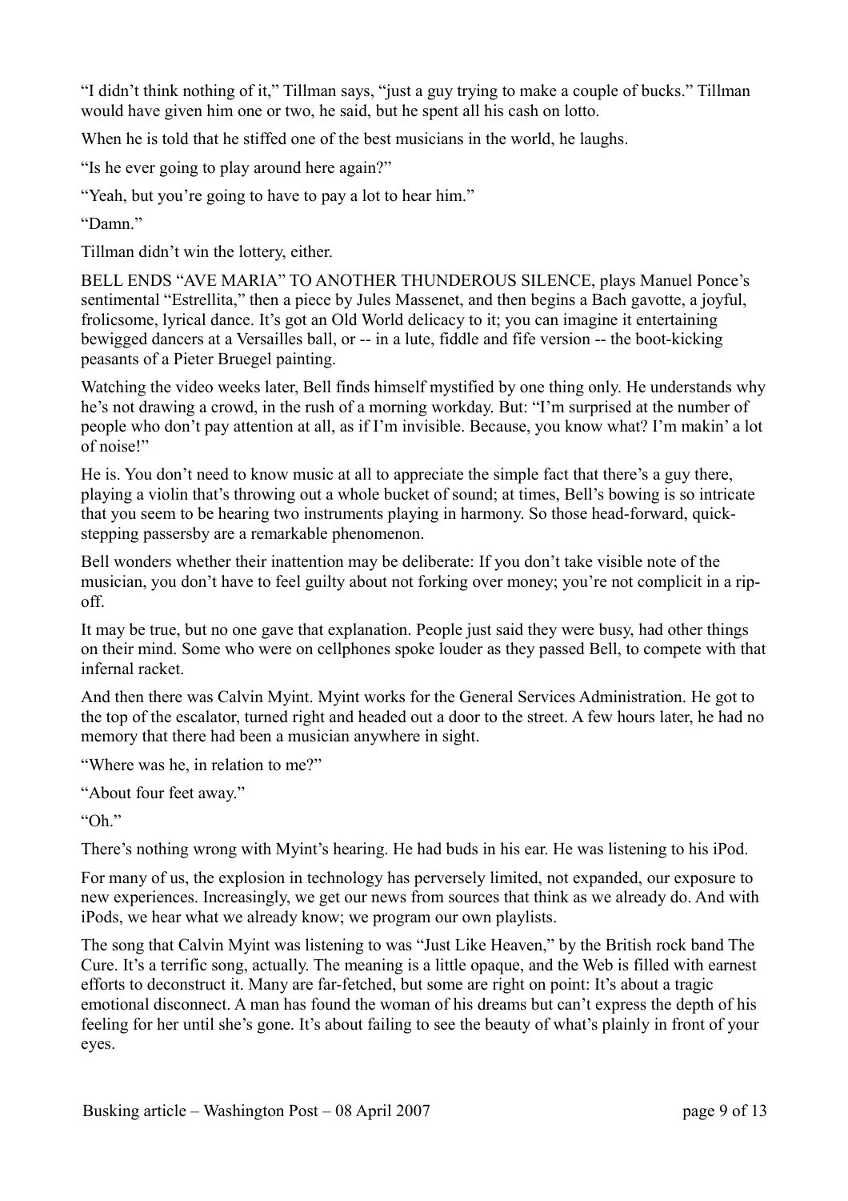"I didn't think nothing of it," Tillman says, "just a guy trying to make a couple of bucks." Tillman would have given him one or two, he said, but he spent all his cash on lotto.

When he is told that he stiffed one of the best musicians in the world, he laughs.

"Is he ever going to play around here again?"

"Yeah, but you're going to have to pay a lot to hear him."

"Damn."

Tillman didn't win the lottery, either.

BELL ENDS "AVE MARIA" TO ANOTHER THUNDEROUS SILENCE, plays Manuel Ponce's sentimental "Estrellita," then a piece by Jules Massenet, and then begins a Bach gavotte, a joyful, frolicsome, lyrical dance. It's got an Old World delicacy to it; you can imagine it entertaining bewigged dancers at a Versailles ball, or -- in a lute, fiddle and fife version -- the boot-kicking peasants of a Pieter Bruegel painting.

Watching the video weeks later, Bell finds himself mystified by one thing only. He understands why he's not drawing a crowd, in the rush of a morning workday. But: "I'm surprised at the number of people who don't pay attention at all, as if I'm invisible. Because, you know what? I'm makin' a lot of noise!"

He is. You don't need to know music at all to appreciate the simple fact that there's a guy there, playing a violin that's throwing out a whole bucket of sound; at times, Bell's bowing is so intricate that you seem to be hearing two instruments playing in harmony. So those head-forward, quick-stepping passersby are a remarkable phenomenon.

Bell wonders whether their inattention may be deliberate: If you don't take visible note of the musician, you don't have to feel guilty about not forking over money; you're not complicit in a rip-off.

It may be true, but no one gave that explanation. People just said they were busy, had other things on their mind. Some who were on cellphones spoke louder as they passed Bell, to compete with that infernal racket.

And then there was Calvin Myint. Myint works for the General Services Administration. He got to the top of the escalator, turned right and headed out a door to the street. A few hours later, he had no memory that there had been a musician anywhere in sight.

"Where was he, in relation to me?"

"About four feet away."

"Oh."

There's nothing wrong with Myint's hearing. He had buds in his ear. He was listening to his iPod.

For many of us, the explosion in technology has perversely limited, not expanded, our exposure to new experiences. Increasingly, we get our news from sources that think as we already do. And with iPods, we hear what we already know; we program our own playlists.

The song that Calvin Myint was listening to was "Just Like Heaven," by the British rock band The Cure. It's a terrific song, actually. The meaning is a little opaque, and the Web is filled with earnest efforts to deconstruct it. Many are far-fetched, but some are right on point: It's about a tragic emotional disconnect. A man has found the woman of his dreams but can't express the depth of his feeling for her until she's gone. It's about failing to see the beauty of what's plainly in front of your eyes.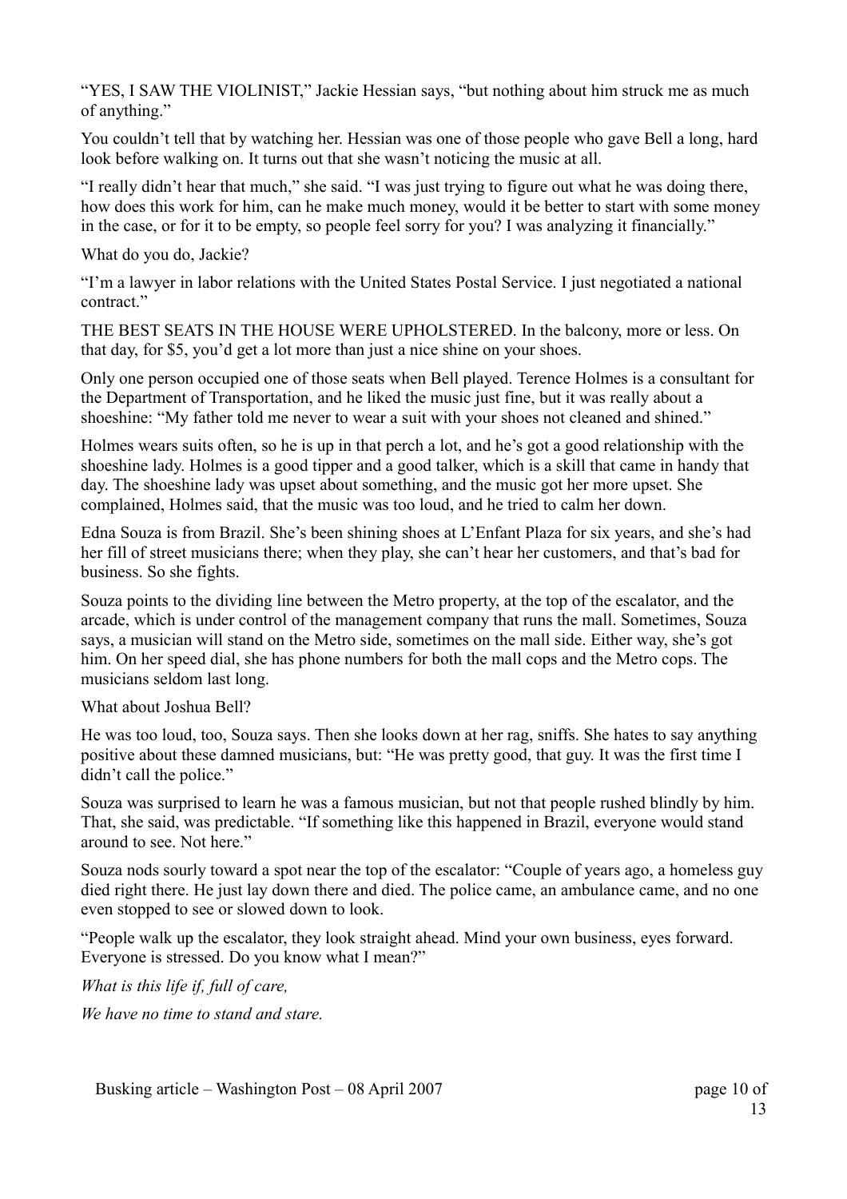"YES, I SAW THE VIOLINIST," Jackie Hessian says, "but nothing about him struck me as much of anything."

You couldn't tell that by watching her. Hessian was one of those people who gave Bell a long, hard look before walking on. It turns out that she wasn't noticing the music at all.

"I really didn't hear that much," she said. "I was just trying to figure out what he was doing there, how does this work for him, can he make much money, would it be better to start with some money in the case, or for it to be empty, so people feel sorry for you? I was analyzing it financially."

What do you do, Jackie?

"I'm a lawyer in labor relations with the United States Postal Service. I just negotiated a national contract."

THE BEST SEATS IN THE HOUSE WERE UPHOLSTERED. In the balcony, more or less. On that day, for $5, you'd get a lot more than just a nice shine on your shoes.

Only one person occupied one of those seats when Bell played. Terence Holmes is a consultant for the Department of Transportation, and he liked the music just fine, but it was really about a shoeshine: "My father told me never to wear a suit with your shoes not cleaned and shined."

Holmes wears suits often, so he is up in that perch a lot, and he's got a good relationship with the shoeshine lady. Holmes is a good tipper and a good talker, which is a skill that came in handy that day. The shoeshine lady was upset about something, and the music got her more upset. She complained, Holmes said, that the music was too loud, and he tried to calm her down.

Edna Souza is from Brazil. She's been shining shoes at L'Enfant Plaza for six years, and she's had her fill of street musicians there; when they play, she can't hear her customers, and that's bad for business. So she fights.

Souza points to the dividing line between the Metro property, at the top of the escalator, and the arcade, which is under control of the management company that runs the mall. Sometimes, Souza says, a musician will stand on the Metro side, sometimes on the mall side. Either way, she's got him. On her speed dial, she has phone numbers for both the mall cops and the Metro cops. The musicians seldom last long.

What about Joshua Bell?

He was too loud, too, Souza says. Then she looks down at her rag, sniffs. She hates to say anything positive about these damned musicians, but: "He was pretty good, that guy. It was the first time I didn't call the police."

Souza was surprised to learn he was a famous musician, but not that people rushed blindly by him. That, she said, was predictable. "If something like this happened in Brazil, everyone would stand around to see. Not here."

Souza nods sourly toward a spot near the top of the escalator: "Couple of years ago, a homeless guy died right there. He just lay down there and died. The police came, an ambulance came, and no one even stopped to see or slowed down to look.

"People walk up the escalator, they look straight ahead. Mind your own business, eyes forward. Everyone is stressed. Do you know what I mean?"

*What is this life if, full of care,*

*We have no time to stand and stare.*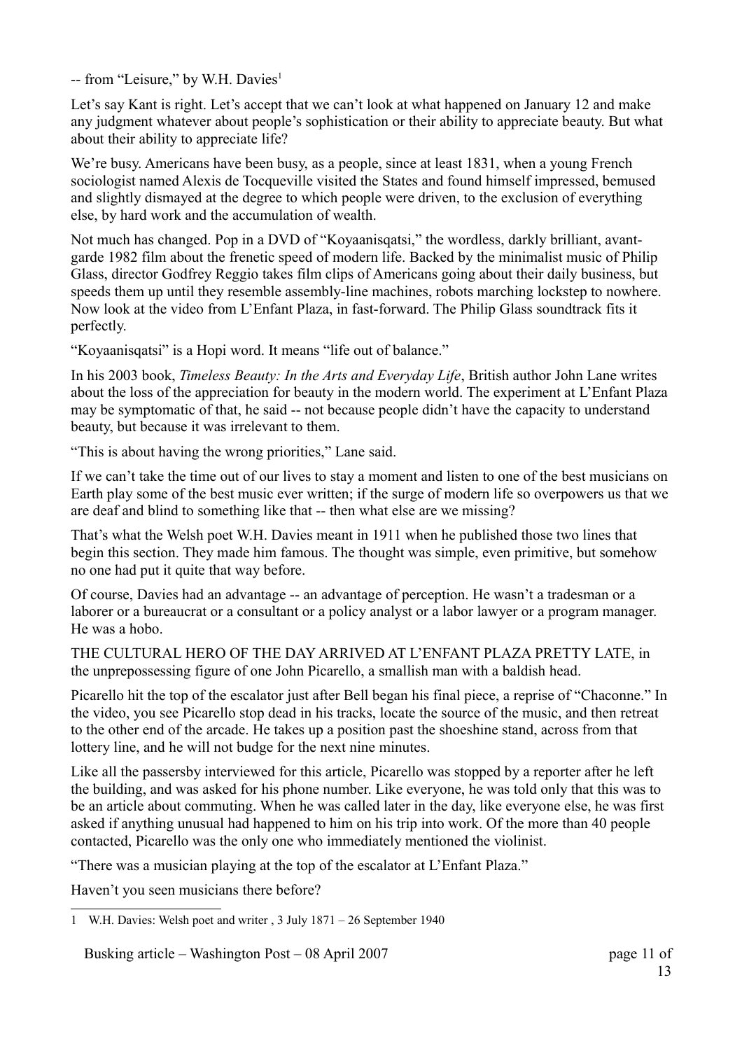-- from "Leisure," by W.H. Davies[1]

Let's say Kant is right. Let's accept that we can't look at what happened on January 12 and make any judgment whatever about people's sophistication or their ability to appreciate beauty. But what about their ability to appreciate life?

We're busy. Americans have been busy, as a people, since at least 1831, when a young French sociologist named Alexis de Tocqueville visited the States and found himself impressed, bemused and slightly dismayed at the degree to which people were driven, to the exclusion of everything else, by hard work and the accumulation of wealth.

Not much has changed. Pop in a DVD of "Koyaanisqatsi," the wordless, darkly brilliant, avant-garde 1982 film about the frenetic speed of modern life. Backed by the minimalist music of Philip Glass, director Godfrey Reggio takes film clips of Americans going about their daily business, but speeds them up until they resemble assembly-line machines, robots marching lockstep to nowhere. Now look at the video from L'Enfant Plaza, in fast-forward. The Philip Glass soundtrack fits it perfectly.

"Koyaanisqatsi" is a Hopi word. It means "life out of balance."

In his 2003 book, *Timeless Beauty: In the Arts and Everyday Life*, British author John Lane writes about the loss of the appreciation for beauty in the modern world. The experiment at L'Enfant Plaza may be symptomatic of that, he said -- not because people didn't have the capacity to understand beauty, but because it was irrelevant to them.

"This is about having the wrong priorities," Lane said.

If we can't take the time out of our lives to stay a moment and listen to one of the best musicians on Earth play some of the best music ever written; if the surge of modern life so overpowers us that we are deaf and blind to something like that -- then what else are we missing?

That's what the Welsh poet W.H. Davies meant in 1911 when he published those two lines that begin this section. They made him famous. The thought was simple, even primitive, but somehow no one had put it quite that way before.

Of course, Davies had an advantage -- an advantage of perception. He wasn't a tradesman or a laborer or a bureaucrat or a consultant or a policy analyst or a labor lawyer or a program manager. He was a hobo.

THE CULTURAL HERO OF THE DAY ARRIVED AT L'ENFANT PLAZA PRETTY LATE, in the unprepossessing figure of one John Picarello, a smallish man with a baldish head.

Picarello hit the top of the escalator just after Bell began his final piece, a reprise of "Chaconne." In the video, you see Picarello stop dead in his tracks, locate the source of the music, and then retreat to the other end of the arcade. He takes up a position past the shoeshine stand, across from that lottery line, and he will not budge for the next nine minutes.

Like all the passersby interviewed for this article, Picarello was stopped by a reporter after he left the building, and was asked for his phone number. Like everyone, he was told only that this was to be an article about commuting. When he was called later in the day, like everyone else, he was first asked if anything unusual had happened to him on his trip into work. Of the more than 40 people contacted, Picarello was the only one who immediately mentioned the violinist.

"There was a musician playing at the top of the escalator at L'Enfant Plaza."

Haven't you seen musicians there before?

[1] W.H. Davies: Welsh poet and writer , 3 July 1871 – 26 September 1940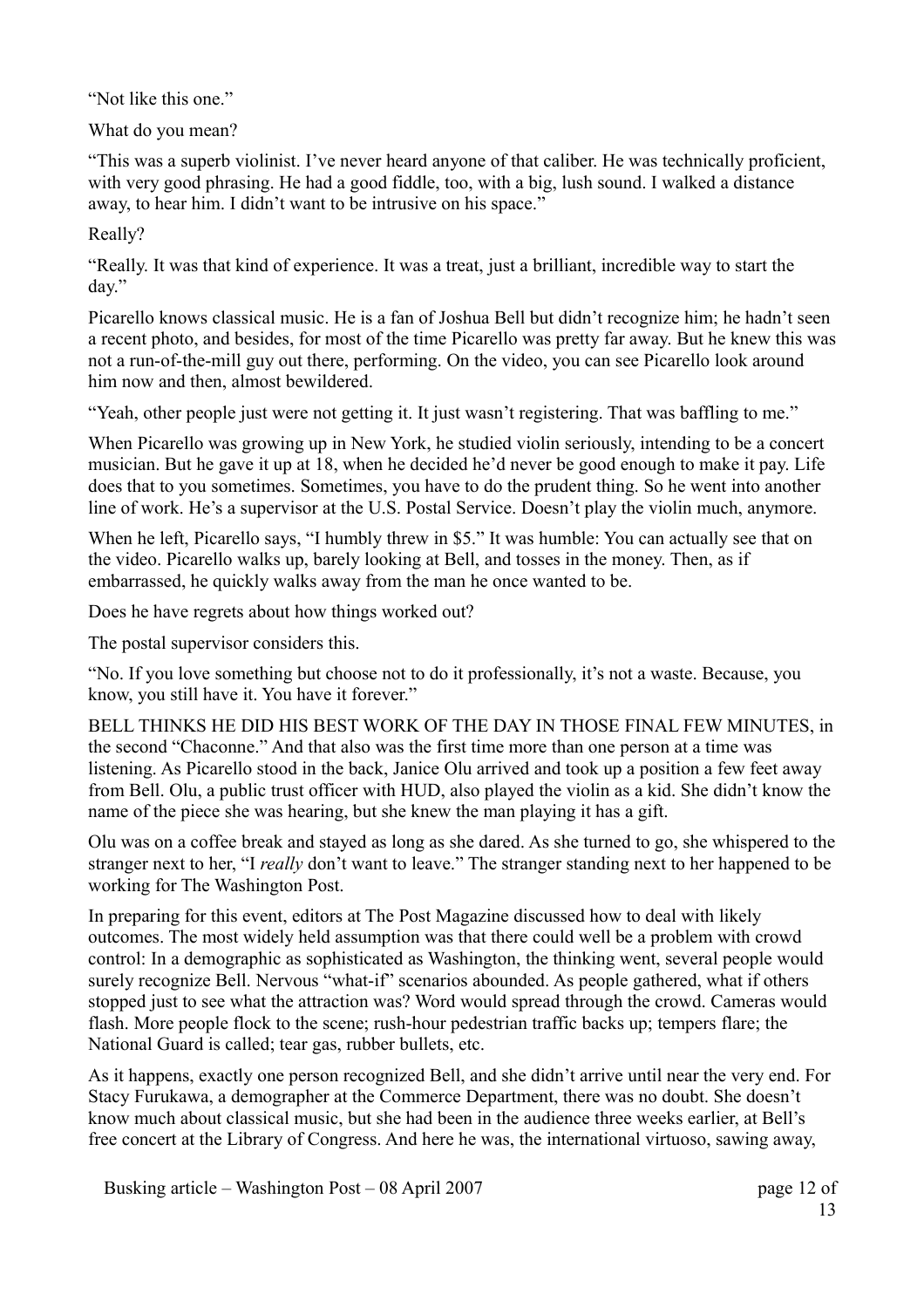"Not like this one."

What do you mean?

"This was a superb violinist. I've never heard anyone of that caliber. He was technically proficient, with very good phrasing. He had a good fiddle, too, with a big, lush sound. I walked a distance away, to hear him. I didn't want to be intrusive on his space."

Really?

"Really. It was that kind of experience. It was a treat, just a brilliant, incredible way to start the day."

Picarello knows classical music. He is a fan of Joshua Bell but didn't recognize him; he hadn't seen a recent photo, and besides, for most of the time Picarello was pretty far away. But he knew this was not a run-of-the-mill guy out there, performing. On the video, you can see Picarello look around him now and then, almost bewildered.

"Yeah, other people just were not getting it. It just wasn't registering. That was baffling to me."

When Picarello was growing up in New York, he studied violin seriously, intending to be a concert musician. But he gave it up at 18, when he decided he'd never be good enough to make it pay. Life does that to you sometimes. Sometimes, you have to do the prudent thing. So he went into another line of work. He's a supervisor at the U.S. Postal Service. Doesn't play the violin much, anymore.

When he left, Picarello says, "I humbly threw in $5." It was humble: You can actually see that on the video. Picarello walks up, barely looking at Bell, and tosses in the money. Then, as if embarrassed, he quickly walks away from the man he once wanted to be.

Does he have regrets about how things worked out?

The postal supervisor considers this.

"No. If you love something but choose not to do it professionally, it's not a waste. Because, you know, you still have it. You have it forever."

BELL THINKS HE DID HIS BEST WORK OF THE DAY IN THOSE FINAL FEW MINUTES, in the second "Chaconne." And that also was the first time more than one person at a time was listening. As Picarello stood in the back, Janice Olu arrived and took up a position a few feet away from Bell. Olu, a public trust officer with HUD, also played the violin as a kid. She didn't know the name of the piece she was hearing, but she knew the man playing it has a gift.

Olu was on a coffee break and stayed as long as she dared. As she turned to go, she whispered to the stranger next to her, "I *really* don't want to leave." The stranger standing next to her happened to be working for The Washington Post.

In preparing for this event, editors at The Post Magazine discussed how to deal with likely outcomes. The most widely held assumption was that there could well be a problem with crowd control: In a demographic as sophisticated as Washington, the thinking went, several people would surely recognize Bell. Nervous "what-if" scenarios abounded. As people gathered, what if others stopped just to see what the attraction was? Word would spread through the crowd. Cameras would flash. More people flock to the scene; rush-hour pedestrian traffic backs up; tempers flare; the National Guard is called; tear gas, rubber bullets, etc.

As it happens, exactly one person recognized Bell, and she didn't arrive until near the very end. For Stacy Furukawa, a demographer at the Commerce Department, there was no doubt. She doesn't know much about classical music, but she had been in the audience three weeks earlier, at Bell's free concert at the Library of Congress. And here he was, the international virtuoso, sawing away,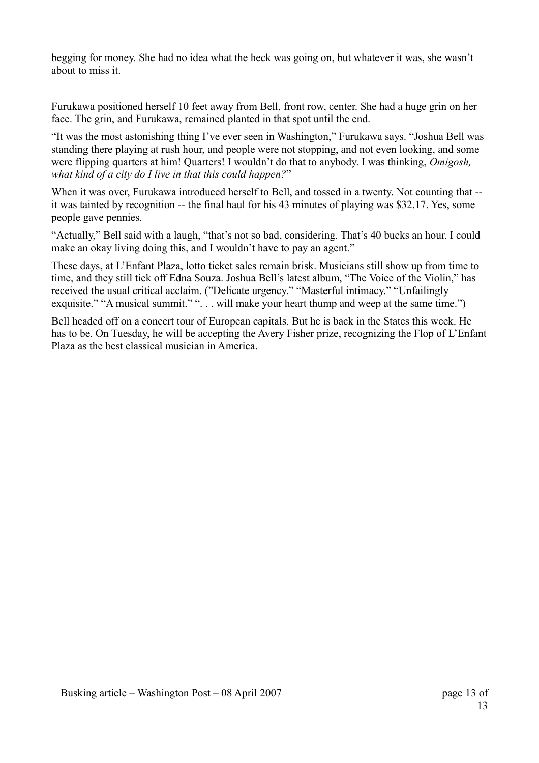begging for money. She had no idea what the heck was going on, but whatever it was, she wasn't about to miss it.

Furukawa positioned herself 10 feet away from Bell, front row, center. She had a huge grin on her face. The grin, and Furukawa, remained planted in that spot until the end.

"It was the most astonishing thing I've ever seen in Washington," Furukawa says. "Joshua Bell was standing there playing at rush hour, and people were not stopping, and not even looking, and some were flipping quarters at him! Quarters! I wouldn't do that to anybody. I was thinking, *Omigosh, what kind of a city do I live in that this could happen?*"

When it was over, Furukawa introduced herself to Bell, and tossed in a twenty. Not counting that -- it was tainted by recognition -- the final haul for his 43 minutes of playing was $32.17. Yes, some people gave pennies.

"Actually," Bell said with a laugh, "that's not so bad, considering. That's 40 bucks an hour. I could make an okay living doing this, and I wouldn't have to pay an agent."

These days, at L'Enfant Plaza, lotto ticket sales remain brisk. Musicians still show up from time to time, and they still tick off Edna Souza. Joshua Bell's latest album, "The Voice of the Violin," has received the usual critical acclaim. ("Delicate urgency." "Masterful intimacy." "Unfailingly exquisite." "A musical summit." ". . . will make your heart thump and weep at the same time.")

Bell headed off on a concert tour of European capitals. But he is back in the States this week. He has to be. On Tuesday, he will be accepting the Avery Fisher prize, recognizing the Flop of L'Enfant Plaza as the best classical musician in America.